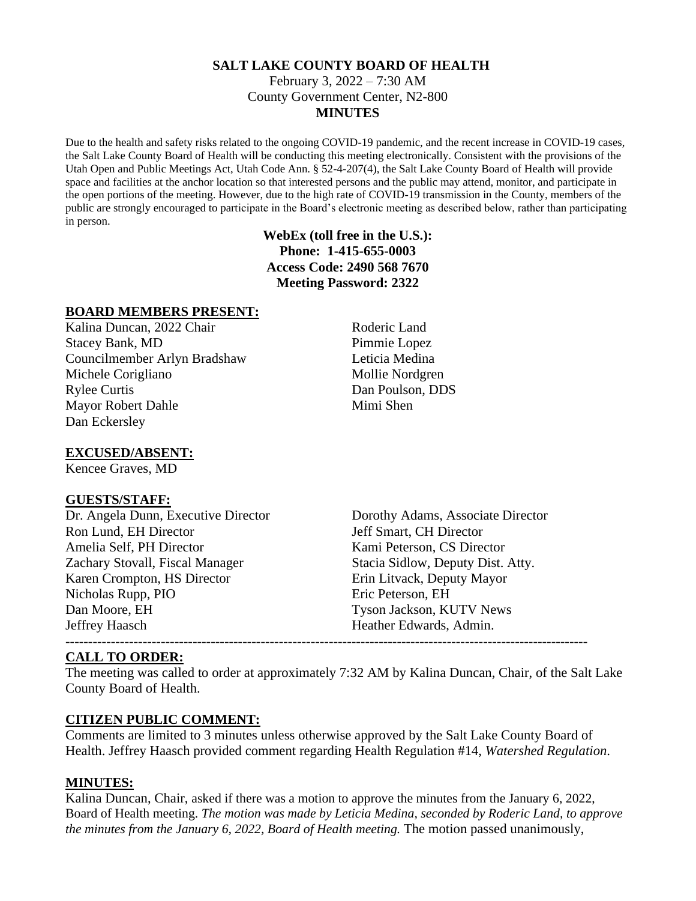# SALT LAKE COUNTY BOARD OF HEALTH

February 3, 2022 – 7:30 AM
County Government Center, N2-800

**MINUTES**

Due to the health and safety risks related to the ongoing COVID-19 pandemic, and the recent increase in COVID-19 cases, the Salt Lake County Board of Health will be conducting this meeting electronically. Consistent with the provisions of the Utah Open and Public Meetings Act, Utah Code Ann. § 52-4-207(4), the Salt Lake County Board of Health will provide space and facilities at the anchor location so that interested persons and the public may attend, monitor, and participate in the open portions of the meeting. However, due to the high rate of COVID-19 transmission in the County, members of the public are strongly encouraged to participate in the Board's electronic meeting as described below, rather than participating in person.

**WebEx (toll free in the U.S.):**
**Phone: 1-415-655-0003**
**Access Code: 2490 568 7670**
**Meeting Password: 2322**

## BOARD MEMBERS PRESENT:

Kalina Duncan, 2022 Chair
Stacey Bank, MD
Councilmember Arlyn Bradshaw
Michele Corigliano
Rylee Curtis
Mayor Robert Dahle
Dan Eckersley
Roderic Land
Pimmie Lopez
Leticia Medina
Mollie Nordgren
Dan Poulson, DDS
Mimi Shen

## EXCUSED/ABSENT:

Kencee Graves, MD

## GUESTS/STAFF:

Dr. Angela Dunn, Executive Director
Ron Lund, EH Director
Amelia Self, PH Director
Zachary Stovall, Fiscal Manager
Karen Crompton, HS Director
Nicholas Rupp, PIO
Dan Moore, EH
Jeffrey Haasch
Dorothy Adams, Associate Director
Jeff Smart, CH Director
Kami Peterson, CS Director
Stacia Sidlow, Deputy Dist. Atty.
Erin Litvack, Deputy Mayor
Eric Peterson, EH
Tyson Jackson, KUTV News
Heather Edwards, Admin.

---

## CALL TO ORDER:

The meeting was called to order at approximately 7:32 AM by Kalina Duncan, Chair, of the Salt Lake County Board of Health.

## CITIZEN PUBLIC COMMENT:

Comments are limited to 3 minutes unless otherwise approved by the Salt Lake County Board of Health. Jeffrey Haasch provided comment regarding Health Regulation #14, *Watershed Regulation*.

## MINUTES:

Kalina Duncan, Chair, asked if there was a motion to approve the minutes from the January 6, 2022, Board of Health meeting. *The motion was made by Leticia Medina, seconded by Roderic Land, to approve the minutes from the January 6, 2022, Board of Health meeting.* The motion passed unanimously,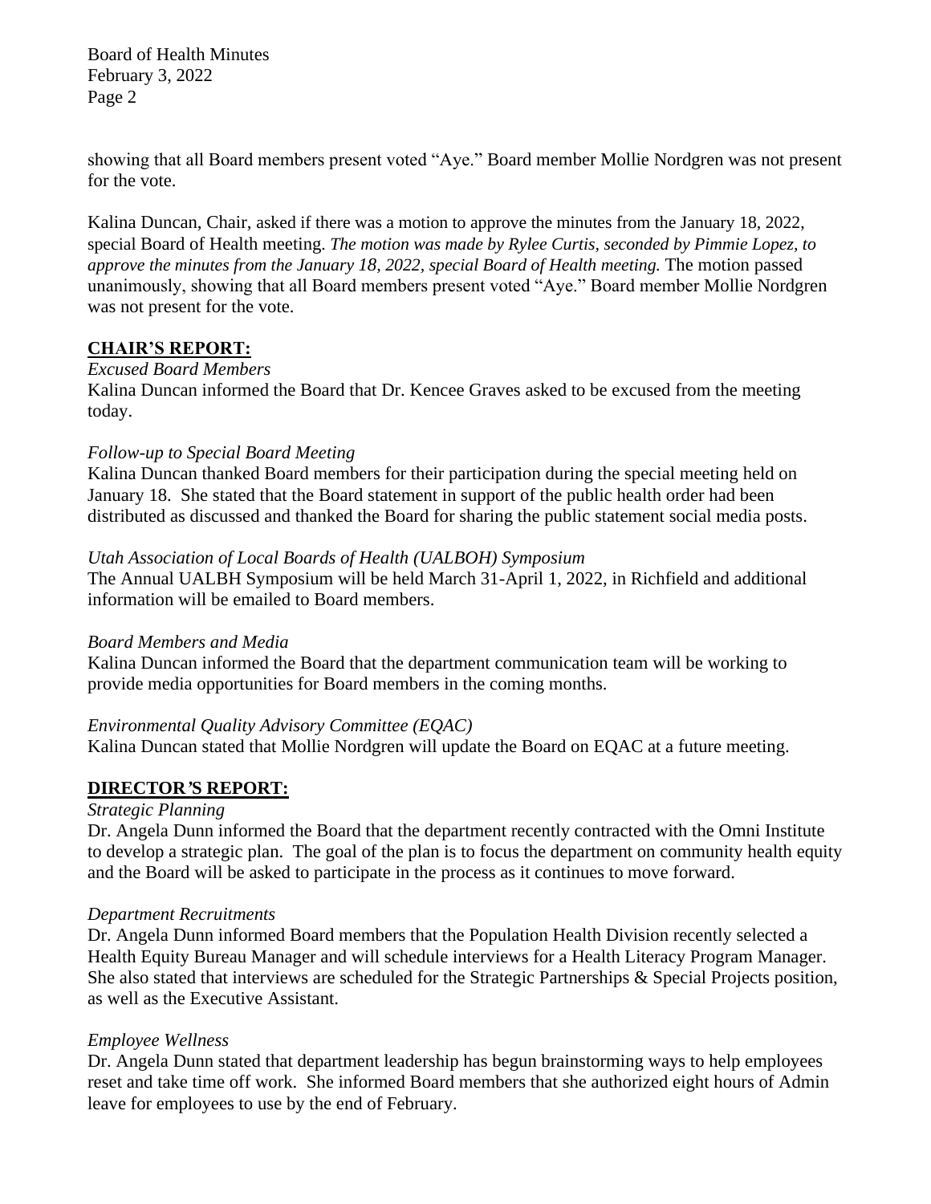showing that all Board members present voted "Aye." Board member Mollie Nordgren was not present for the vote.

Kalina Duncan, Chair, asked if there was a motion to approve the minutes from the January 18, 2022, special Board of Health meeting. *The motion was made by Rylee Curtis, seconded by Pimmie Lopez, to approve the minutes from the January 18, 2022, special Board of Health meeting.* The motion passed unanimously, showing that all Board members present voted "Aye." Board member Mollie Nordgren was not present for the vote.

## CHAIR'S REPORT:

*Excused Board Members*

Kalina Duncan informed the Board that Dr. Kencee Graves asked to be excused from the meeting today.

*Follow-up to Special Board Meeting*

Kalina Duncan thanked Board members for their participation during the special meeting held on January 18. She stated that the Board statement in support of the public health order had been distributed as discussed and thanked the Board for sharing the public statement social media posts.

*Utah Association of Local Boards of Health (UALBOH) Symposium*

The Annual UALBH Symposium will be held March 31-April 1, 2022, in Richfield and additional information will be emailed to Board members.

*Board Members and Media*

Kalina Duncan informed the Board that the department communication team will be working to provide media opportunities for Board members in the coming months.

*Environmental Quality Advisory Committee (EQAC)*

Kalina Duncan stated that Mollie Nordgren will update the Board on EQAC at a future meeting.

## DIRECTOR'S REPORT:

*Strategic Planning*

Dr. Angela Dunn informed the Board that the department recently contracted with the Omni Institute to develop a strategic plan. The goal of the plan is to focus the department on community health equity and the Board will be asked to participate in the process as it continues to move forward.

*Department Recruitments*

Dr. Angela Dunn informed Board members that the Population Health Division recently selected a Health Equity Bureau Manager and will schedule interviews for a Health Literacy Program Manager. She also stated that interviews are scheduled for the Strategic Partnerships & Special Projects position, as well as the Executive Assistant.

*Employee Wellness*

Dr. Angela Dunn stated that department leadership has begun brainstorming ways to help employees reset and take time off work. She informed Board members that she authorized eight hours of Admin leave for employees to use by the end of February.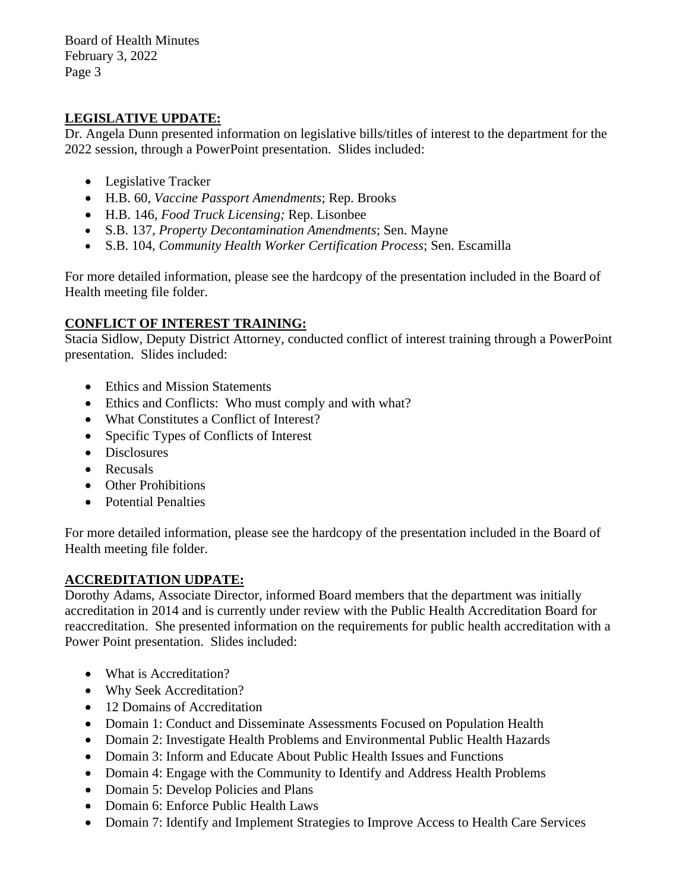## LEGISLATIVE UPDATE:

Dr. Angela Dunn presented information on legislative bills/titles of interest to the department for the 2022 session, through a PowerPoint presentation. Slides included:

- Legislative Tracker
- H.B. 60, *Vaccine Passport Amendments*; Rep. Brooks
- H.B. 146, *Food Truck Licensing;* Rep. Lisonbee
- S.B. 137, *Property Decontamination Amendments*; Sen. Mayne
- S.B. 104, *Community Health Worker Certification Process*; Sen. Escamilla

For more detailed information, please see the hardcopy of the presentation included in the Board of Health meeting file folder.

## CONFLICT OF INTEREST TRAINING:

Stacia Sidlow, Deputy District Attorney, conducted conflict of interest training through a PowerPoint presentation. Slides included:

- Ethics and Mission Statements
- Ethics and Conflicts: Who must comply and with what?
- What Constitutes a Conflict of Interest?
- Specific Types of Conflicts of Interest
- Disclosures
- Recusals
- Other Prohibitions
- Potential Penalties

For more detailed information, please see the hardcopy of the presentation included in the Board of Health meeting file folder.

## ACCREDITATION UDPATE:

Dorothy Adams, Associate Director, informed Board members that the department was initially accreditation in 2014 and is currently under review with the Public Health Accreditation Board for reaccreditation. She presented information on the requirements for public health accreditation with a Power Point presentation. Slides included:

- What is Accreditation?
- Why Seek Accreditation?
- 12 Domains of Accreditation
- Domain 1: Conduct and Disseminate Assessments Focused on Population Health
- Domain 2: Investigate Health Problems and Environmental Public Health Hazards
- Domain 3: Inform and Educate About Public Health Issues and Functions
- Domain 4: Engage with the Community to Identify and Address Health Problems
- Domain 5: Develop Policies and Plans
- Domain 6: Enforce Public Health Laws
- Domain 7: Identify and Implement Strategies to Improve Access to Health Care Services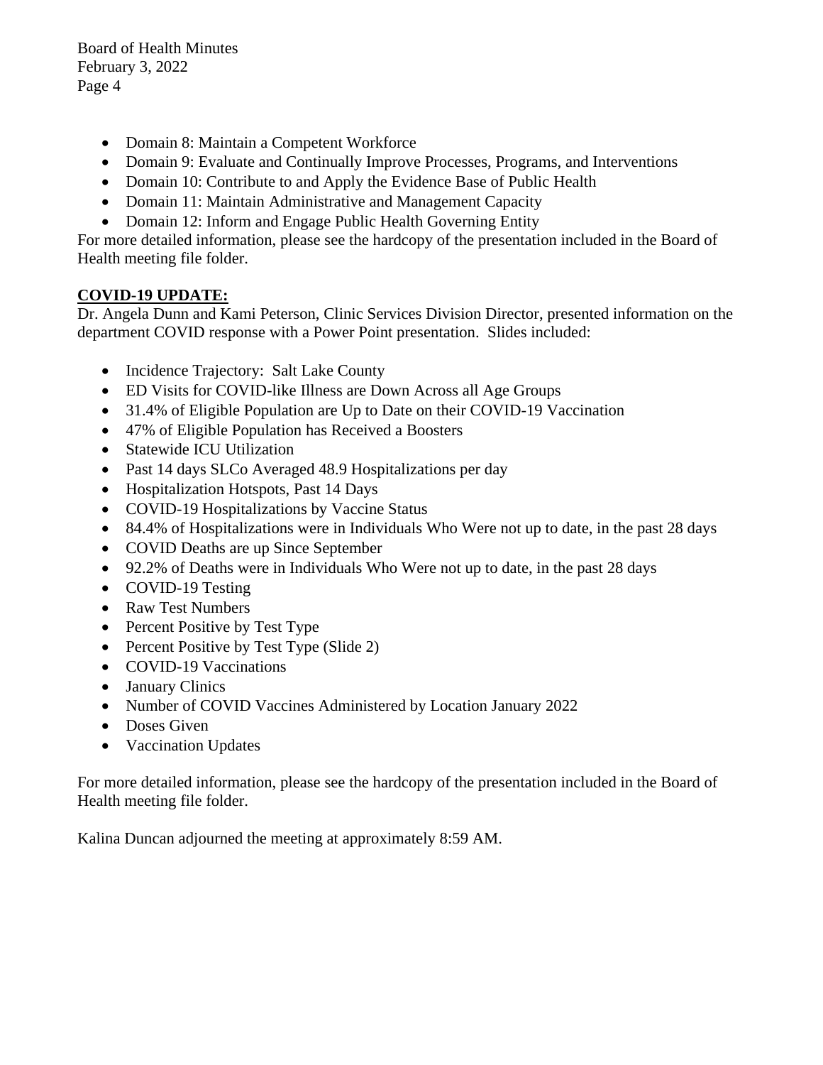- Domain 8: Maintain a Competent Workforce
- Domain 9: Evaluate and Continually Improve Processes, Programs, and Interventions
- Domain 10: Contribute to and Apply the Evidence Base of Public Health
- Domain 11: Maintain Administrative and Management Capacity
- Domain 12: Inform and Engage Public Health Governing Entity

For more detailed information, please see the hardcopy of the presentation included in the Board of Health meeting file folder.

**COVID-19 UPDATE:**

Dr. Angela Dunn and Kami Peterson, Clinic Services Division Director, presented information on the department COVID response with a Power Point presentation. Slides included:

- Incidence Trajectory: Salt Lake County
- ED Visits for COVID-like Illness are Down Across all Age Groups
- 31.4% of Eligible Population are Up to Date on their COVID-19 Vaccination
- 47% of Eligible Population has Received a Boosters
- Statewide ICU Utilization
- Past 14 days SLCo Averaged 48.9 Hospitalizations per day
- Hospitalization Hotspots, Past 14 Days
- COVID-19 Hospitalizations by Vaccine Status
- 84.4% of Hospitalizations were in Individuals Who Were not up to date, in the past 28 days
- COVID Deaths are up Since September
- 92.2% of Deaths were in Individuals Who Were not up to date, in the past 28 days
- COVID-19 Testing
- Raw Test Numbers
- Percent Positive by Test Type
- Percent Positive by Test Type (Slide 2)
- COVID-19 Vaccinations
- January Clinics
- Number of COVID Vaccines Administered by Location January 2022
- Doses Given
- Vaccination Updates

For more detailed information, please see the hardcopy of the presentation included in the Board of Health meeting file folder.

Kalina Duncan adjourned the meeting at approximately 8:59 AM.